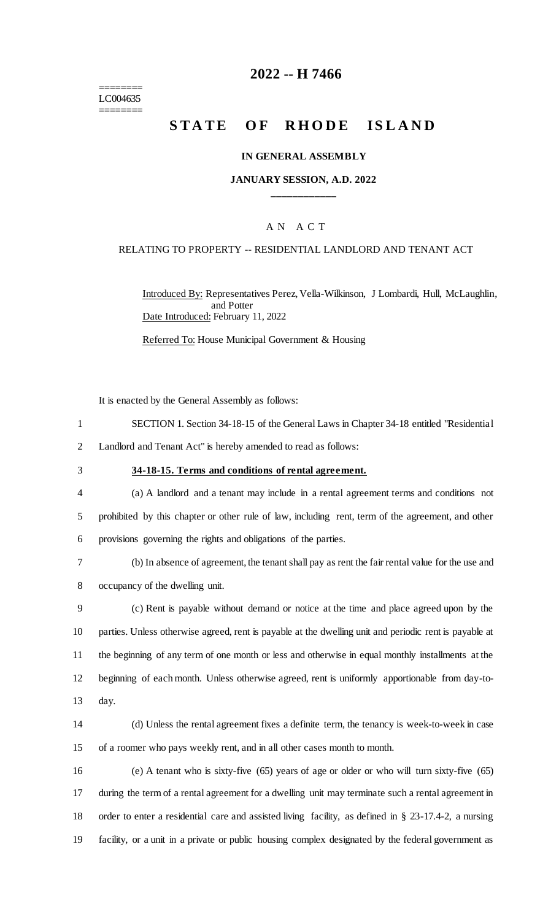# 2022 -- H 7466

========
LC004635
========

## STATE OF RHODE ISLAND

### IN GENERAL ASSEMBLY

### JANUARY SESSION, A.D. 2022

\_\_\_\_\_\_\_\_\_\_\_\_

A N A C T

RELATING TO PROPERTY -- RESIDENTIAL LANDLORD AND TENANT ACT

Introduced By: Representatives Perez, Vella-Wilkinson, J Lombardi, Hull, McLaughlin, and Potter

Date Introduced: February 11, 2022

Referred To: House Municipal Government & Housing

It is enacted by the General Assembly as follows:

1 SECTION 1. Section 34-18-15 of the General Laws in Chapter 34-18 entitled "Residential
2 Landlord and Tenant Act" is hereby amended to read as follows:

3 **34-18-15. Terms and conditions of rental agreement.**

4 (a) A landlord and a tenant may include in a rental agreement terms and conditions not
5 prohibited by this chapter or other rule of law, including rent, term of the agreement, and other
6 provisions governing the rights and obligations of the parties.

7 (b) In absence of agreement, the tenant shall pay as rent the fair rental value for the use and
8 occupancy of the dwelling unit.

9 (c) Rent is payable without demand or notice at the time and place agreed upon by the
10 parties. Unless otherwise agreed, rent is payable at the dwelling unit and periodic rent is payable at
11 the beginning of any term of one month or less and otherwise in equal monthly installments at the
12 beginning of each month. Unless otherwise agreed, rent is uniformly apportionable from day-to-
13 day.

14 (d) Unless the rental agreement fixes a definite term, the tenancy is week-to-week in case
15 of a roomer who pays weekly rent, and in all other cases month to month.

16 (e) A tenant who is sixty-five (65) years of age or older or who will turn sixty-five (65)
17 during the term of a rental agreement for a dwelling unit may terminate such a rental agreement in
18 order to enter a residential care and assisted living facility, as defined in § 23-17.4-2, a nursing
19 facility, or a unit in a private or public housing complex designated by the federal government as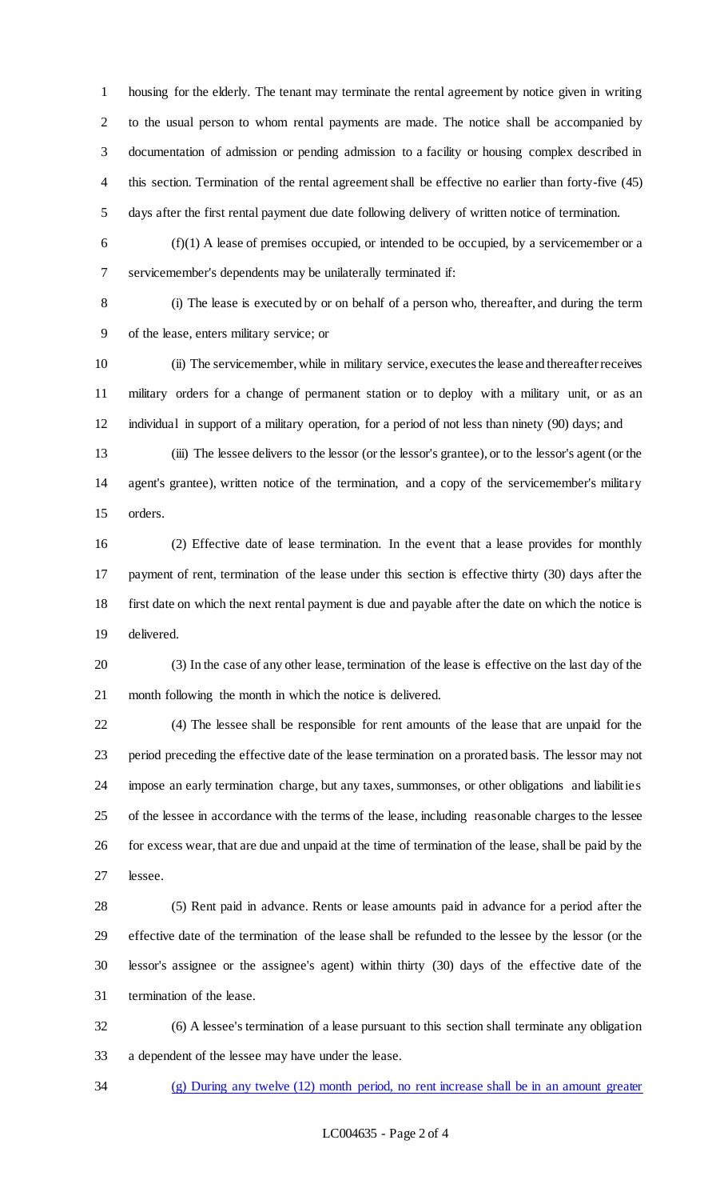housing for the elderly. The tenant may terminate the rental agreement by notice given in writing to the usual person to whom rental payments are made. The notice shall be accompanied by documentation of admission or pending admission to a facility or housing complex described in this section. Termination of the rental agreement shall be effective no earlier than forty-five (45) days after the first rental payment due date following delivery of written notice of termination.

(f)(1) A lease of premises occupied, or intended to be occupied, by a servicemember or a servicemember's dependents may be unilaterally terminated if:

(i) The lease is executed by or on behalf of a person who, thereafter, and during the term of the lease, enters military service; or

(ii) The servicemember, while in military service, executes the lease and thereafter receives military orders for a change of permanent station or to deploy with a military unit, or as an individual in support of a military operation, for a period of not less than ninety (90) days; and

(iii) The lessee delivers to the lessor (or the lessor's grantee), or to the lessor's agent (or the agent's grantee), written notice of the termination, and a copy of the servicemember's military orders.

(2) Effective date of lease termination. In the event that a lease provides for monthly payment of rent, termination of the lease under this section is effective thirty (30) days after the first date on which the next rental payment is due and payable after the date on which the notice is delivered.

(3) In the case of any other lease, termination of the lease is effective on the last day of the month following the month in which the notice is delivered.

(4) The lessee shall be responsible for rent amounts of the lease that are unpaid for the period preceding the effective date of the lease termination on a prorated basis. The lessor may not impose an early termination charge, but any taxes, summonses, or other obligations and liabilities of the lessee in accordance with the terms of the lease, including reasonable charges to the lessee for excess wear, that are due and unpaid at the time of termination of the lease, shall be paid by the lessee.

(5) Rent paid in advance. Rents or lease amounts paid in advance for a period after the effective date of the termination of the lease shall be refunded to the lessee by the lessor (or the lessor's assignee or the assignee's agent) within thirty (30) days of the effective date of the termination of the lease.

(6) A lessee's termination of a lease pursuant to this section shall terminate any obligation a dependent of the lessee may have under the lease.

(g) During any twelve (12) month period, no rent increase shall be in an amount greater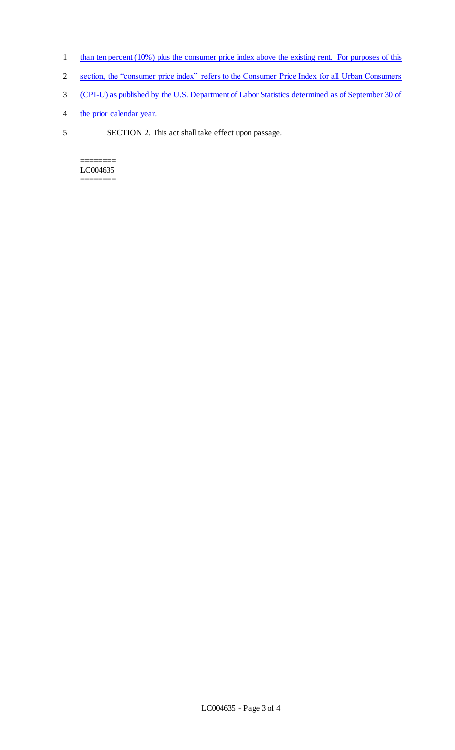than ten percent (10%) plus the consumer price index above the existing rent. For purposes of this section, the "consumer price index" refers to the Consumer Price Index for all Urban Consumers (CPI-U) as published by the U.S. Department of Labor Statistics determined as of September 30 of the prior calendar year.

SECTION 2. This act shall take effect upon passage.

========
LC004635
========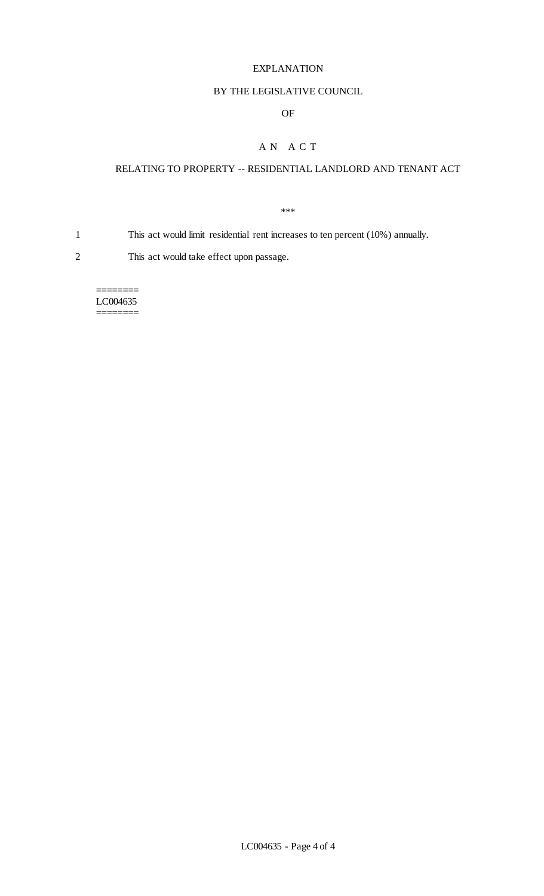EXPLANATION

BY THE LEGISLATIVE COUNCIL

OF

A N A C T

RELATING TO PROPERTY -- RESIDENTIAL LANDLORD AND TENANT ACT

***

This act would limit residential rent increases to ten percent (10%) annually.

This act would take effect upon passage.

========
LC004635
========